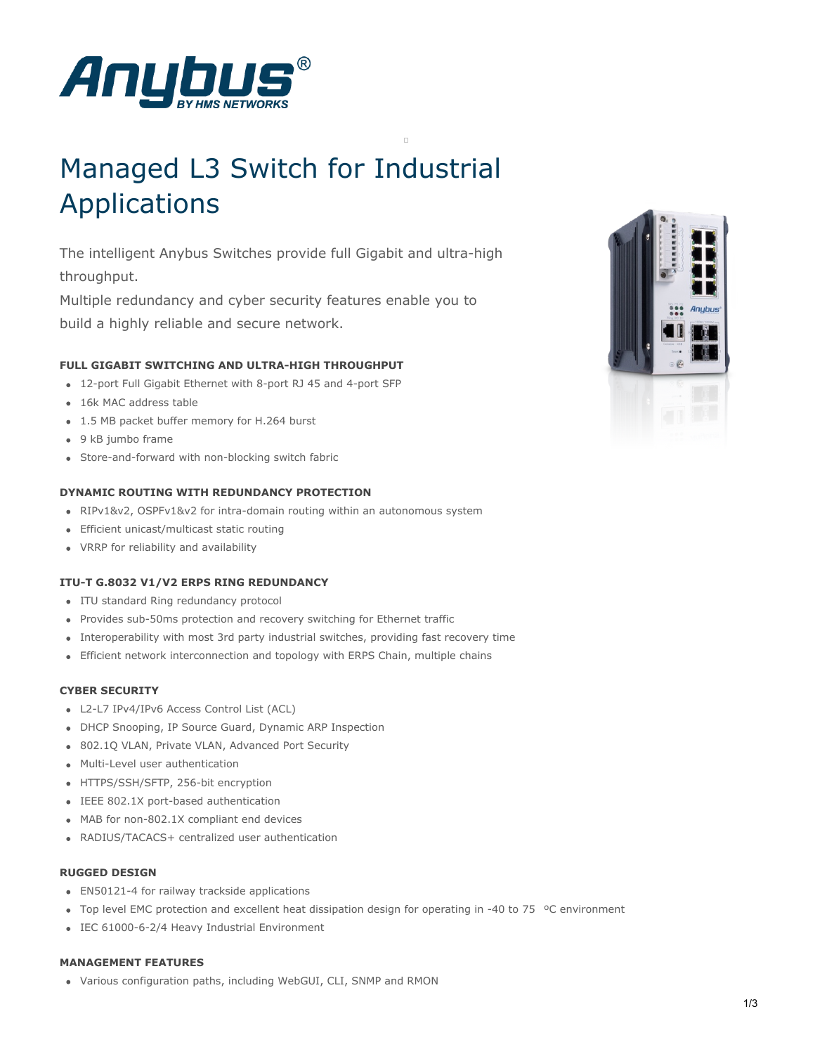# Managed L3 Switch for Industrial Applications

The intelligent Anybus Switches provide full Gigabit and ultra-high throughput.
Multiple redundancy and cyber security features enable you to build a highly reliable and secure network.

### FULL GIGABIT SWITCHING AND ULTRA-HIGH THROUGHPUT

- 12-port Full Gigabit Ethernet with 8-port RJ 45 and 4-port SFP
- 16k MAC address table
- 1.5 MB packet buffer memory for H.264 burst
- 9 kB jumbo frame
- Store-and-forward with non-blocking switch fabric

### DYNAMIC ROUTING WITH REDUNDANCY PROTECTION

- RIPv1&v2, OSPFv1&v2 for intra-domain routing within an autonomous system
- Efficient unicast/multicast static routing
- VRRP for reliability and availability

### ITU-T G.8032 V1/V2 ERPS RING REDUNDANCY

- ITU standard Ring redundancy protocol
- Provides sub-50ms protection and recovery switching for Ethernet traffic
- Interoperability with most 3rd party industrial switches, providing fast recovery time
- Efficient network interconnection and topology with ERPS Chain, multiple chains

### CYBER SECURITY

- L2-L7 IPv4/IPv6 Access Control List (ACL)
- DHCP Snooping, IP Source Guard, Dynamic ARP Inspection
- 802.1Q VLAN, Private VLAN, Advanced Port Security
- Multi-Level user authentication
- HTTPS/SSH/SFTP, 256-bit encryption
- IEEE 802.1X port-based authentication
- MAB for non-802.1X compliant end devices
- RADIUS/TACACS+ centralized user authentication

### RUGGED DESIGN

- EN50121-4 for railway trackside applications
- Top level EMC protection and excellent heat dissipation design for operating in -40 to 75 ºC environment
- IEC 61000-6-2/4 Heavy Industrial Environment

### MANAGEMENT FEATURES

- Various configuration paths, including WebGUI, CLI, SNMP and RMON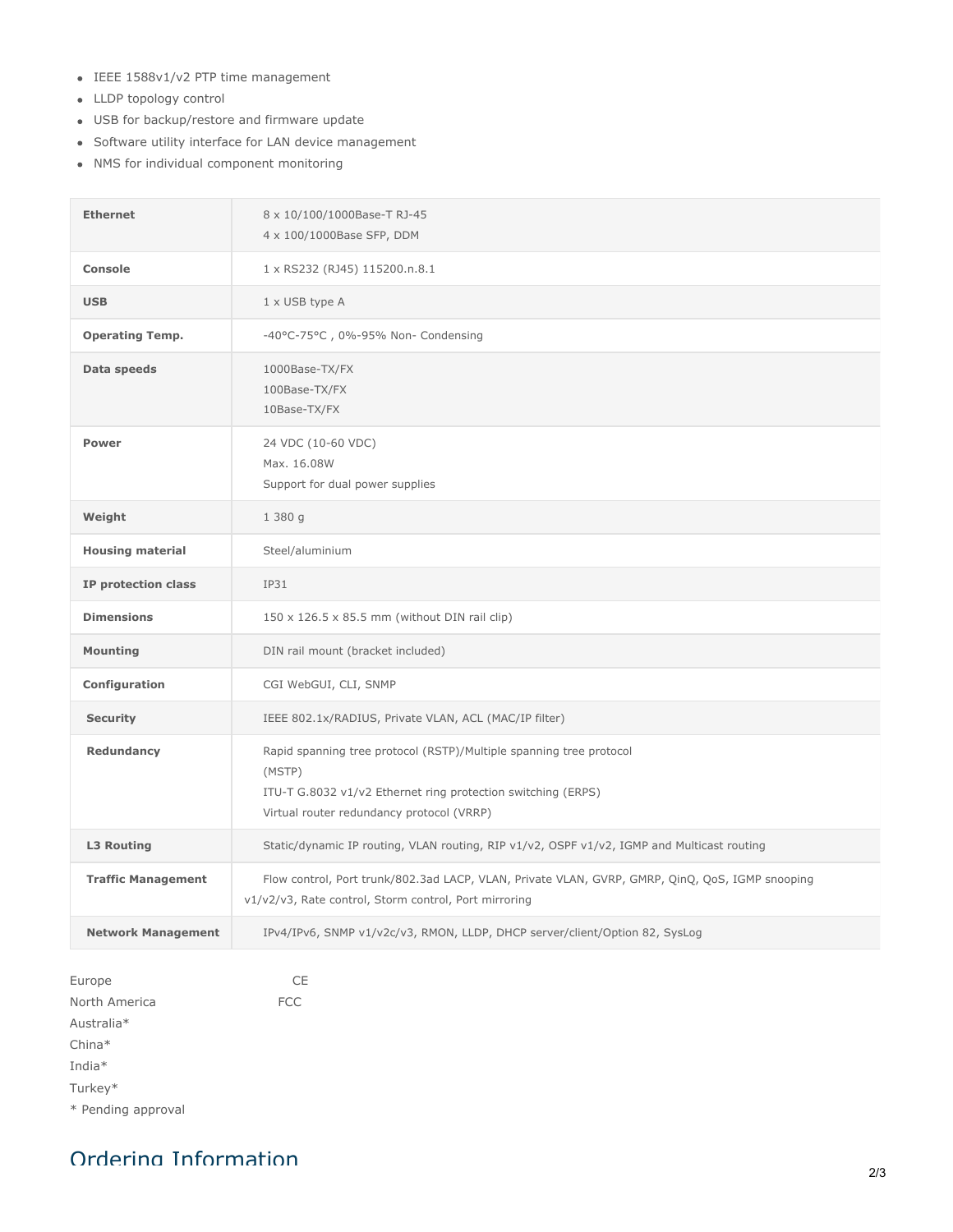- IEEE 1588v1/v2 PTP time management
- LLDP topology control
- USB for backup/restore and firmware update
- Software utility interface for LAN device management
- NMS for individual component monitoring

| | |
|---|---|
| **Ethernet** | 8 x 10/100/1000Base-T RJ-45<br>4 x 100/1000Base SFP, DDM |
| **Console** | 1 x RS232 (RJ45) 115200.n.8.1 |
| **USB** | 1 x USB type A |
| **Operating Temp.** | -40°C-75°C , 0%-95% Non- Condensing |
| **Data speeds** | 1000Base-TX/FX<br>100Base-TX/FX<br>10Base-TX/FX |
| **Power** | 24 VDC (10-60 VDC)<br>Max. 16.08W<br>Support for dual power supplies |
| **Weight** | 1 380 g |
| **Housing material** | Steel/aluminium |
| **IP protection class** | IP31 |
| **Dimensions** | 150 x 126.5 x 85.5 mm (without DIN rail clip) |
| **Mounting** | DIN rail mount (bracket included) |
| **Configuration** | CGI WebGUI, CLI, SNMP |
| **Security** | IEEE 802.1x/RADIUS, Private VLAN, ACL (MAC/IP filter) |
| **Redundancy** | Rapid spanning tree protocol (RSTP)/Multiple spanning tree protocol (MSTP)<br>ITU-T G.8032 v1/v2 Ethernet ring protection switching (ERPS)<br>Virtual router redundancy protocol (VRRP) |
| **L3 Routing** | Static/dynamic IP routing, VLAN routing, RIP v1/v2, OSPF v1/v2, IGMP and Multicast routing |
| **Traffic Management** | Flow control, Port trunk/802.3ad LACP, VLAN, Private VLAN, GVRP, GMRP, QinQ, QoS, IGMP snooping v1/v2/v3, Rate control, Storm control, Port mirroring |
| **Network Management** | IPv4/IPv6, SNMP v1/v2c/v3, RMON, LLDP, DHCP server/client/Option 82, SysLog |

| | |
|---|---|
| Europe | CE |
| North America | FCC |
| Australia* | |
| China* | |
| India* | |
| Turkey* | |

* Pending approval

## Ordering Information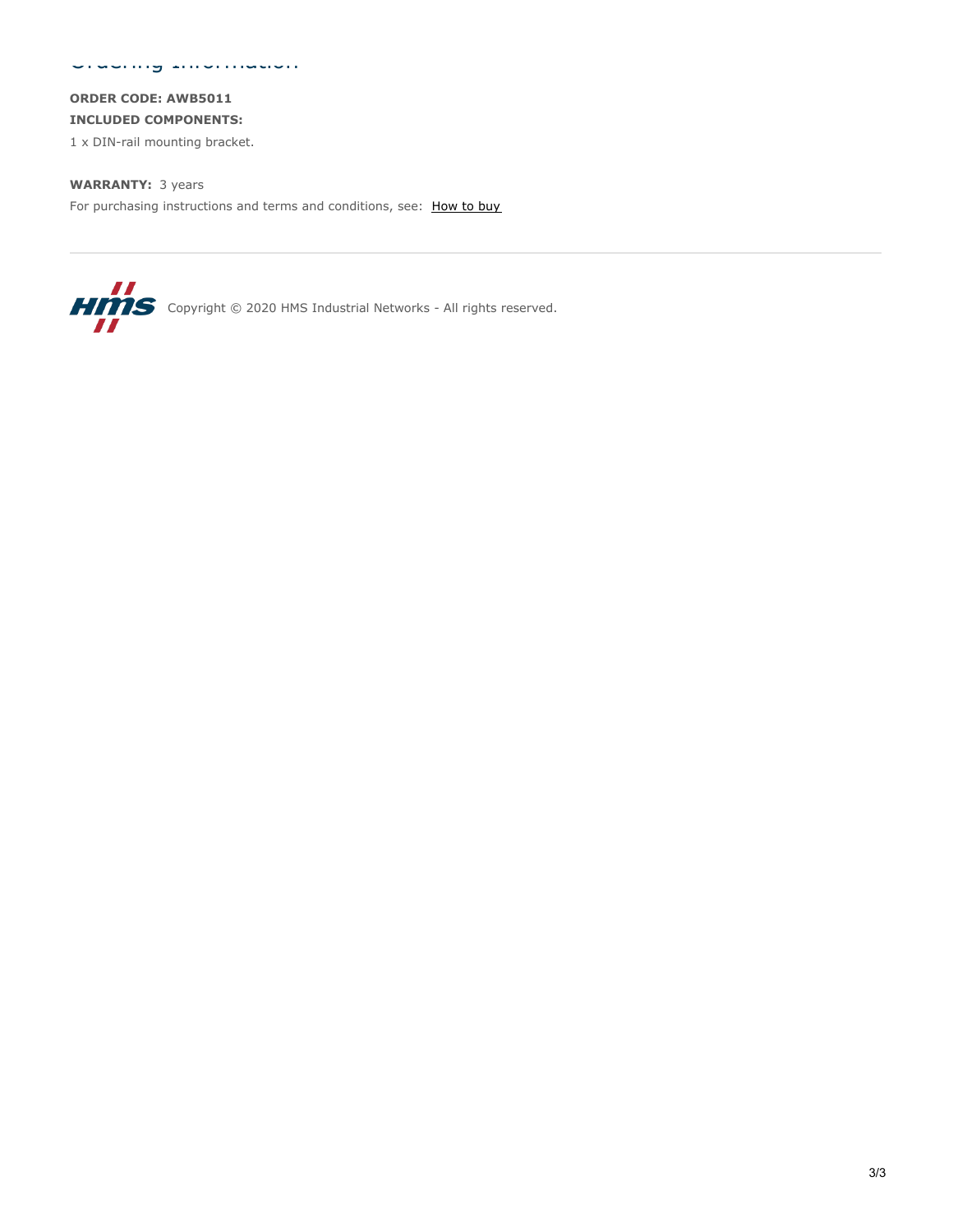## Ordering Information

**ORDER CODE: AWB5011**

**INCLUDED COMPONENTS:**

1 x DIN-rail mounting bracket.

**WARRANTY:** 3 years

For purchasing instructions and terms and conditions, see: How to buy

---

Copyright © 2020 HMS Industrial Networks - All rights reserved.